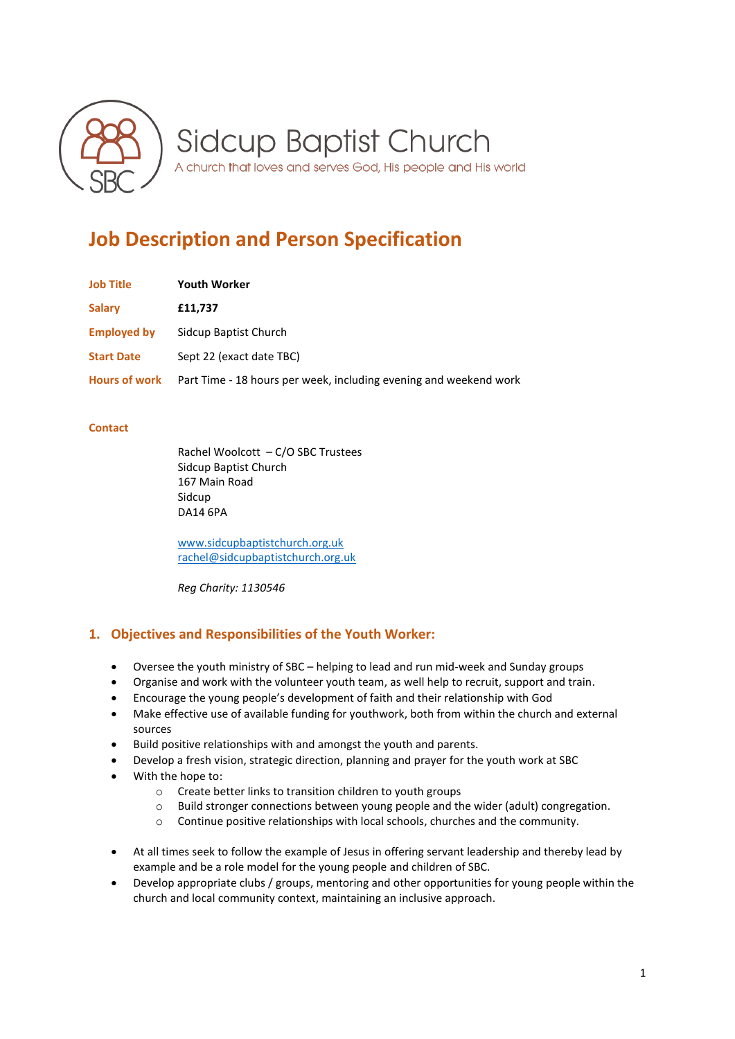Sidcup Baptist Church

A church that loves and serves God, His people and His world

# Job Description and Person Specification

| | |
|---|---|
| **Job Title** | **Youth Worker** |
| **Salary** | **£11,737** |
| **Employed by** | Sidcup Baptist Church |
| **Start Date** | Sept 22 (exact date TBC) |
| **Hours of work** | Part Time - 18 hours per week, including evening and weekend work |

**Contact**

Rachel Woolcott – C/O SBC Trustees
Sidcup Baptist Church
167 Main Road
Sidcup
DA14 6PA

www.sidcupbaptistchurch.org.uk
rachel@sidcupbaptistchurch.org.uk

*Reg Charity: 1130546*

## 1. Objectives and Responsibilities of the Youth Worker:

- Oversee the youth ministry of SBC – helping to lead and run mid-week and Sunday groups
- Organise and work with the volunteer youth team, as well help to recruit, support and train.
- Encourage the young people's development of faith and their relationship with God
- Make effective use of available funding for youthwork, both from within the church and external sources
- Build positive relationships with and amongst the youth and parents.
- Develop a fresh vision, strategic direction, planning and prayer for the youth work at SBC
- With the hope to:
    - Create better links to transition children to youth groups
    - Build stronger connections between young people and the wider (adult) congregation.
    - Continue positive relationships with local schools, churches and the community.

- At all times seek to follow the example of Jesus in offering servant leadership and thereby lead by example and be a role model for the young people and children of SBC.
- Develop appropriate clubs / groups, mentoring and other opportunities for young people within the church and local community context, maintaining an inclusive approach.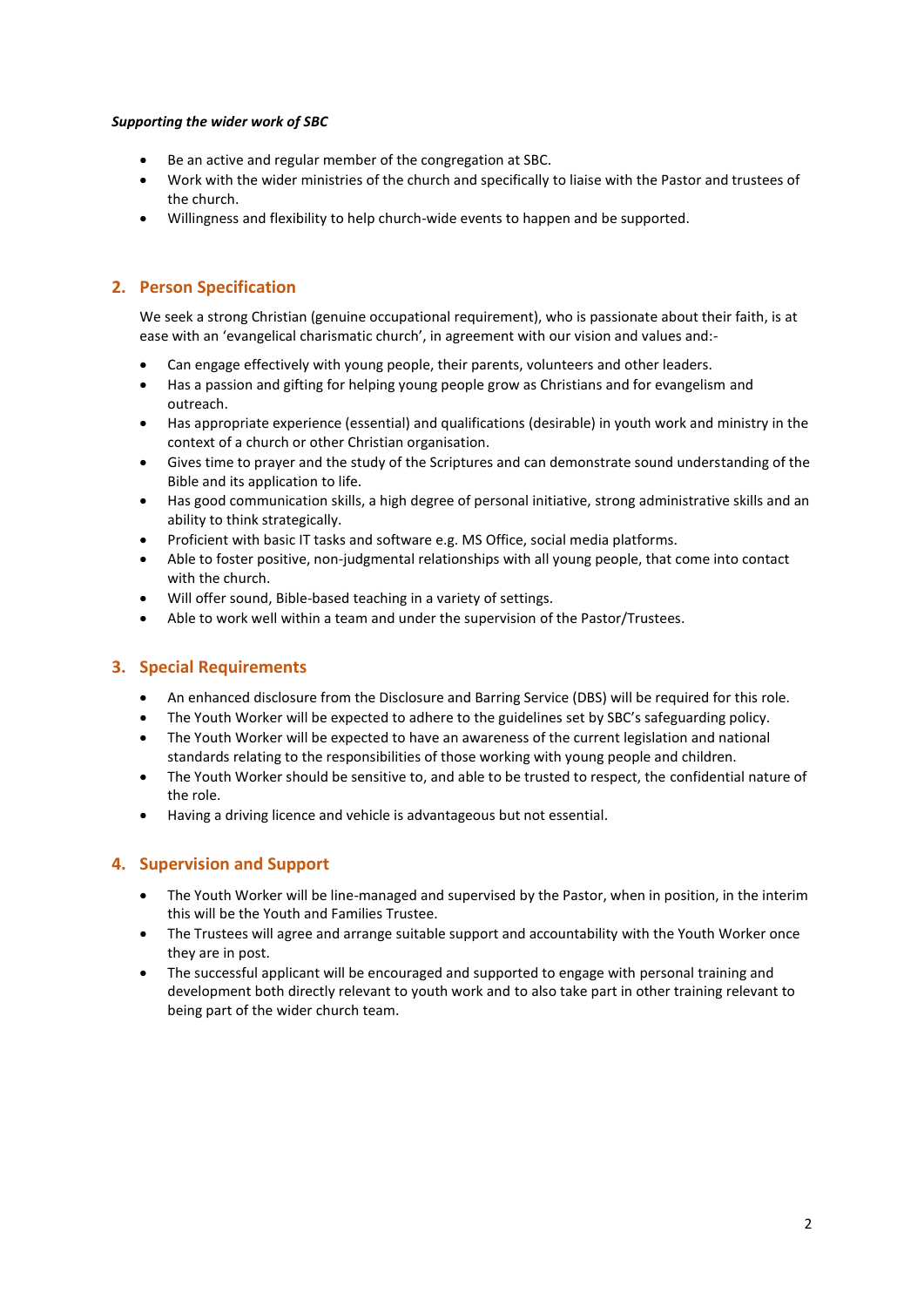***Supporting the wider work of SBC***

- Be an active and regular member of the congregation at SBC.
- Work with the wider ministries of the church and specifically to liaise with the Pastor and trustees of the church.
- Willingness and flexibility to help church-wide events to happen and be supported.

## 2. Person Specification

We seek a strong Christian (genuine occupational requirement), who is passionate about their faith, is at ease with an 'evangelical charismatic church', in agreement with our vision and values and:-

- Can engage effectively with young people, their parents, volunteers and other leaders.
- Has a passion and gifting for helping young people grow as Christians and for evangelism and outreach.
- Has appropriate experience (essential) and qualifications (desirable) in youth work and ministry in the context of a church or other Christian organisation.
- Gives time to prayer and the study of the Scriptures and can demonstrate sound understanding of the Bible and its application to life.
- Has good communication skills, a high degree of personal initiative, strong administrative skills and an ability to think strategically.
- Proficient with basic IT tasks and software e.g. MS Office, social media platforms.
- Able to foster positive, non-judgmental relationships with all young people, that come into contact with the church.
- Will offer sound, Bible-based teaching in a variety of settings.
- Able to work well within a team and under the supervision of the Pastor/Trustees.

## 3. Special Requirements

- An enhanced disclosure from the Disclosure and Barring Service (DBS) will be required for this role.
- The Youth Worker will be expected to adhere to the guidelines set by SBC's safeguarding policy.
- The Youth Worker will be expected to have an awareness of the current legislation and national standards relating to the responsibilities of those working with young people and children.
- The Youth Worker should be sensitive to, and able to be trusted to respect, the confidential nature of the role.
- Having a driving licence and vehicle is advantageous but not essential.

## 4. Supervision and Support

- The Youth Worker will be line-managed and supervised by the Pastor, when in position, in the interim this will be the Youth and Families Trustee.
- The Trustees will agree and arrange suitable support and accountability with the Youth Worker once they are in post.
- The successful applicant will be encouraged and supported to engage with personal training and development both directly relevant to youth work and to also take part in other training relevant to being part of the wider church team.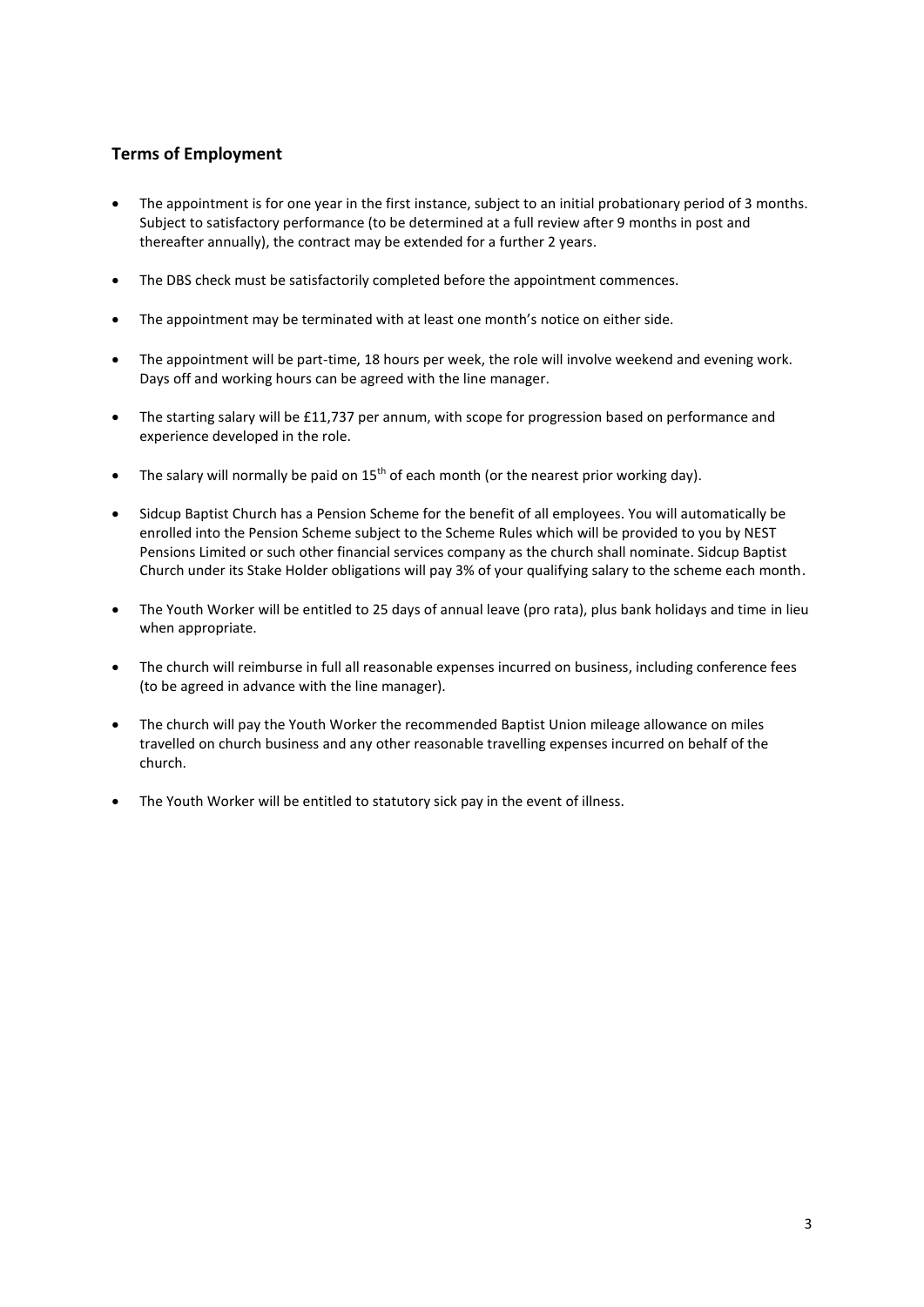## Terms of Employment

- The appointment is for one year in the first instance, subject to an initial probationary period of 3 months. Subject to satisfactory performance (to be determined at a full review after 9 months in post and thereafter annually), the contract may be extended for a further 2 years.
- The DBS check must be satisfactorily completed before the appointment commences.
- The appointment may be terminated with at least one month's notice on either side.
- The appointment will be part-time, 18 hours per week, the role will involve weekend and evening work. Days off and working hours can be agreed with the line manager.
- The starting salary will be £11,737 per annum, with scope for progression based on performance and experience developed in the role.
- The salary will normally be paid on 15th of each month (or the nearest prior working day).
- Sidcup Baptist Church has a Pension Scheme for the benefit of all employees. You will automatically be enrolled into the Pension Scheme subject to the Scheme Rules which will be provided to you by NEST Pensions Limited or such other financial services company as the church shall nominate. Sidcup Baptist Church under its Stake Holder obligations will pay 3% of your qualifying salary to the scheme each month.
- The Youth Worker will be entitled to 25 days of annual leave (pro rata), plus bank holidays and time in lieu when appropriate.
- The church will reimburse in full all reasonable expenses incurred on business, including conference fees (to be agreed in advance with the line manager).
- The church will pay the Youth Worker the recommended Baptist Union mileage allowance on miles travelled on church business and any other reasonable travelling expenses incurred on behalf of the church.
- The Youth Worker will be entitled to statutory sick pay in the event of illness.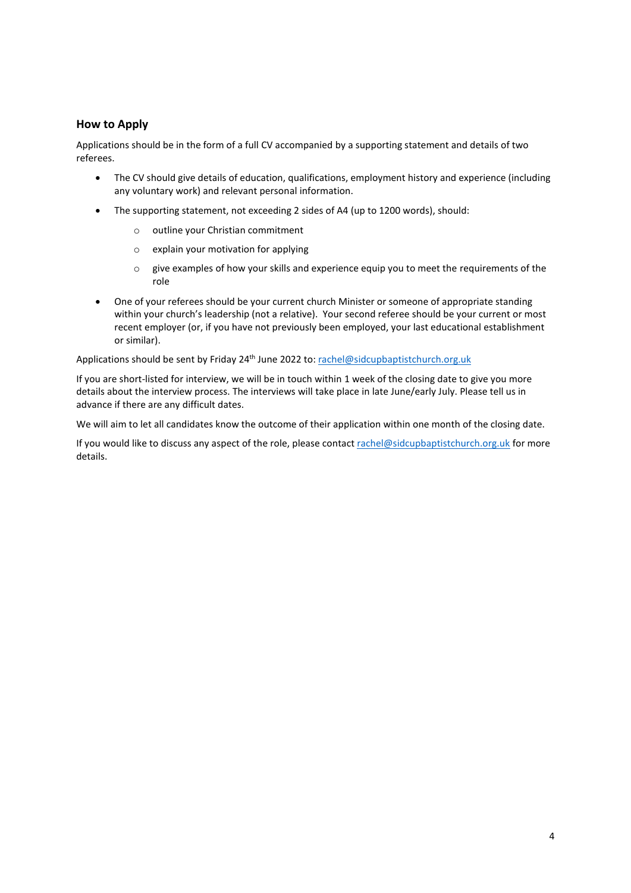## How to Apply

Applications should be in the form of a full CV accompanied by a supporting statement and details of two referees.

- The CV should give details of education, qualifications, employment history and experience (including any voluntary work) and relevant personal information.
- The supporting statement, not exceeding 2 sides of A4 (up to 1200 words), should:
    - outline your Christian commitment
    - explain your motivation for applying
    - give examples of how your skills and experience equip you to meet the requirements of the role
- One of your referees should be your current church Minister or someone of appropriate standing within your church's leadership (not a relative). Your second referee should be your current or most recent employer (or, if you have not previously been employed, your last educational establishment or similar).

Applications should be sent by Friday 24th June 2022 to: rachel@sidcupbaptistchurch.org.uk

If you are short-listed for interview, we will be in touch within 1 week of the closing date to give you more details about the interview process. The interviews will take place in late June/early July. Please tell us in advance if there are any difficult dates.

We will aim to let all candidates know the outcome of their application within one month of the closing date.

If you would like to discuss any aspect of the role, please contact rachel@sidcupbaptistchurch.org.uk for more details.